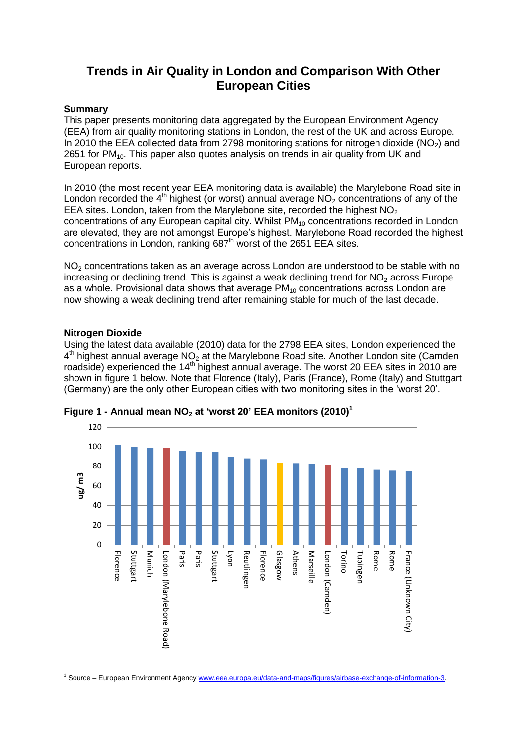# Trends in Air Quality in London and Comparison With Other European Cities

**Summary**

This paper presents monitoring data aggregated by the European Environment Agency (EEA) from air quality monitoring stations in London, the rest of the UK and across Europe. In 2010 the EEA collected data from 2798 monitoring stations for nitrogen dioxide ($NO_2$) and 2651 for $PM_{10}$. This paper also quotes analysis on trends in air quality from UK and European reports.

In 2010 (the most recent year EEA monitoring data is available) the Marylebone Road site in London recorded the 4th highest (or worst) annual average $NO_2$ concentrations of any of the EEA sites. London, taken from the Marylebone site, recorded the highest $NO_2$ concentrations of any European capital city. Whilst $PM_{10}$ concentrations recorded in London are elevated, they are not amongst Europe's highest. Marylebone Road recorded the highest concentrations in London, ranking 687th worst of the 2651 EEA sites.

$NO_2$ concentrations taken as an average across London are understood to be stable with no increasing or declining trend. This is against a weak declining trend for $NO_2$ across Europe as a whole. Provisional data shows that average $PM_{10}$ concentrations across London are now showing a weak declining trend after remaining stable for much of the last decade.

**Nitrogen Dioxide**

Using the latest data available (2010) data for the 2798 EEA sites, London experienced the 4th highest annual average $NO_2$ at the Marylebone Road site. Another London site (Camden roadside) experienced the 14th highest annual average. The worst 20 EEA sites in 2010 are shown in figure 1 below. Note that Florence (Italy), Paris (France), Rome (Italy) and Stuttgart (Germany) are the only other European cities with two monitoring sites in the 'worst 20'.

**Figure 1 - Annual mean $NO_2$ at 'worst 20' EEA monitors (2010)**[1]

| Site | Annual mean $NO_2$ (ug/m3, approx.) |
|---|---|
| Florence | 102 |
| Stuttgart | 100 |
| Munich | 99 |
| London (Marylebone Road) | 98 |
| Paris | 96 |
| Paris | 95 |
| Stuttgart | 94 |
| Lyon | 90 |
| Reutlingen | 88 |
| Florence | 87 |
| Glasgow | 84 |
| Athens | 83 |
| Marseille | 82 |
| London (Camden) | 82 |
| Torino | 78 |
| Tubingen | 78 |
| Rome | 76 |
| Rome | 75 |
| France (Unknown City) | 75 |

[1] Source – European Environment Agency www.eea.europa.eu/data-and-maps/figures/airbase-exchange-of-information-3.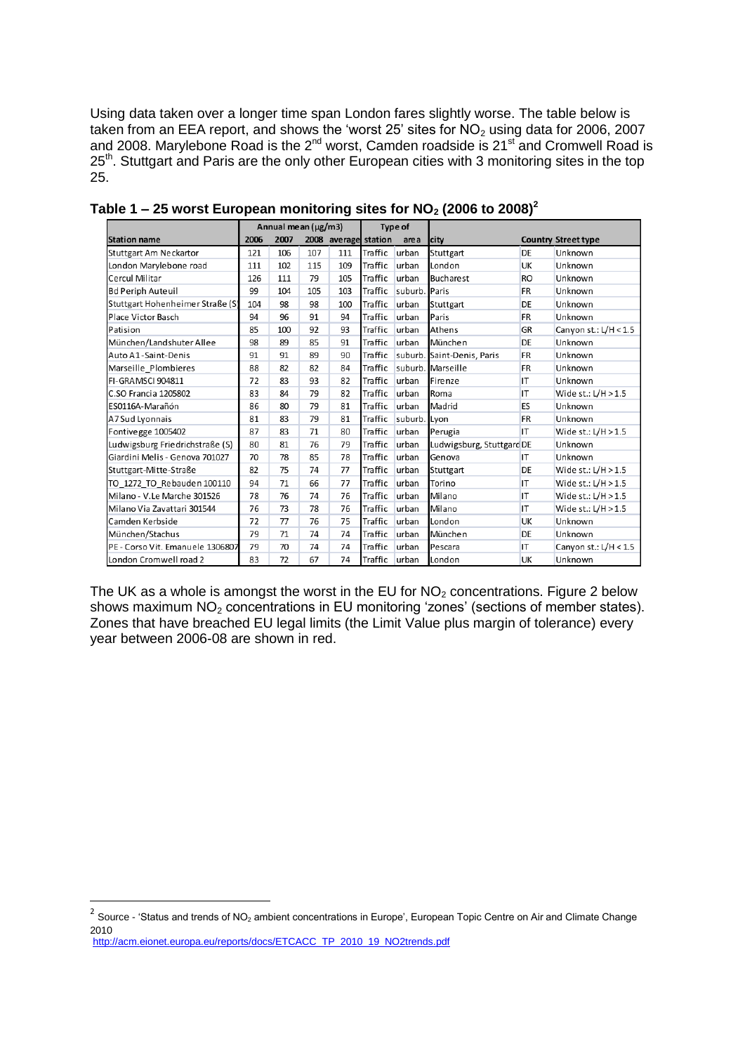Using data taken over a longer time span London fares slightly worse. The table below is taken from an EEA report, and shows the 'worst 25' sites for $NO_2$ using data for 2006, 2007 and 2008. Marylebone Road is the 2nd worst, Camden roadside is 21st and Cromwell Road is 25th. Stuttgart and Paris are the only other European cities with 3 monitoring sites in the top 25.

**Table 1 – 25 worst European monitoring sites for $NO_2$ (2006 to 2008)[2]**

| | Annual mean (μg/m3) | | | | Type of | | | | |
|---|---|---|---|---|---|---|---|---|---|
| **Station name** | **2006** | **2007** | **2008** | **average** | **station** | **area** | **city** | **Country** | **Street type** |
| Stuttgart Am Neckartor | 121 | 106 | 107 | 111 | Traffic | urban | Stuttgart | DE | Unknown |
| London Marylebone road | 111 | 102 | 115 | 109 | Traffic | urban | London | UK | Unknown |
| Cercul Militar | 126 | 111 | 79 | 105 | Traffic | urban | Bucharest | RO | Unknown |
| Bd Periph Auteuil | 99 | 104 | 105 | 103 | Traffic | suburb. | Paris | FR | Unknown |
| Stuttgart Hohenheimer Straße (S) | 104 | 98 | 98 | 100 | Traffic | urban | Stuttgart | DE | Unknown |
| Place Victor Basch | 94 | 96 | 91 | 94 | Traffic | urban | Paris | FR | Unknown |
| Patision | 85 | 100 | 92 | 93 | Traffic | urban | Athens | GR | Canyon st.: L/H < 1.5 |
| München/Landshuter Allee | 98 | 89 | 85 | 91 | Traffic | urban | München | DE | Unknown |
| Auto A1-Saint-Denis | 91 | 91 | 89 | 90 | Traffic | suburb. | Saint-Denis, Paris | FR | Unknown |
| Marseille_Plombieres | 88 | 82 | 82 | 84 | Traffic | suburb. | Marseille | FR | Unknown |
| FI-GRAMSCI 904811 | 72 | 83 | 93 | 82 | Traffic | urban | Firenze | IT | Unknown |
| C.SO Francia 1205802 | 83 | 84 | 79 | 82 | Traffic | urban | Roma | IT | Wide st.: L/H > 1.5 |
| ES0116A-Marañón | 86 | 80 | 79 | 81 | Traffic | urban | Madrid | ES | Unknown |
| A7 Sud Lyonnais | 81 | 83 | 79 | 81 | Traffic | suburb. | Lyon | FR | Unknown |
| Fontivegge 1005402 | 87 | 83 | 71 | 80 | Traffic | urban | Perugia | IT | Wide st.: L/H > 1.5 |
| Ludwigsburg Friedrichstraße (S) | 80 | 81 | 76 | 79 | Traffic | urban | Ludwigsburg, Stuttgard | DE | Unknown |
| Giardini Melis - Genova 701027 | 70 | 78 | 85 | 78 | Traffic | urban | Genova | IT | Unknown |
| Stuttgart-Mitte-Straße | 82 | 75 | 74 | 77 | Traffic | urban | Stuttgart | DE | Wide st.: L/H > 1.5 |
| TO_1272_TO_Rebauden 100110 | 94 | 71 | 66 | 77 | Traffic | urban | Torino | IT | Wide st.: L/H > 1.5 |
| Milano - V.Le Marche 301526 | 78 | 76 | 74 | 76 | Traffic | urban | Milano | IT | Wide st.: L/H > 1.5 |
| Milano Via Zavattari 301544 | 76 | 73 | 78 | 76 | Traffic | urban | Milano | IT | Wide st.: L/H > 1.5 |
| Camden Kerbside | 72 | 77 | 76 | 75 | Traffic | urban | London | UK | Unknown |
| München/Stachus | 79 | 71 | 74 | 74 | Traffic | urban | München | DE | Unknown |
| PE - Corso Vit. Emanuele 1306807 | 79 | 70 | 74 | 74 | Traffic | urban | Pescara | IT | Canyon st.: L/H < 1.5 |
| London Cromwell road 2 | 83 | 72 | 67 | 74 | Traffic | urban | London | UK | Unknown |

The UK as a whole is amongst the worst in the EU for $NO_2$ concentrations. Figure 2 below shows maximum $NO_2$ concentrations in EU monitoring 'zones' (sections of member states). Zones that have breached EU legal limits (the Limit Value plus margin of tolerance) every year between 2006-08 are shown in red.

[2] Source - 'Status and trends of $NO_2$ ambient concentrations in Europe', European Topic Centre on Air and Climate Change 2010 http://acm.eionet.europa.eu/reports/docs/ETCACC_TP_2010_19_NO2trends.pdf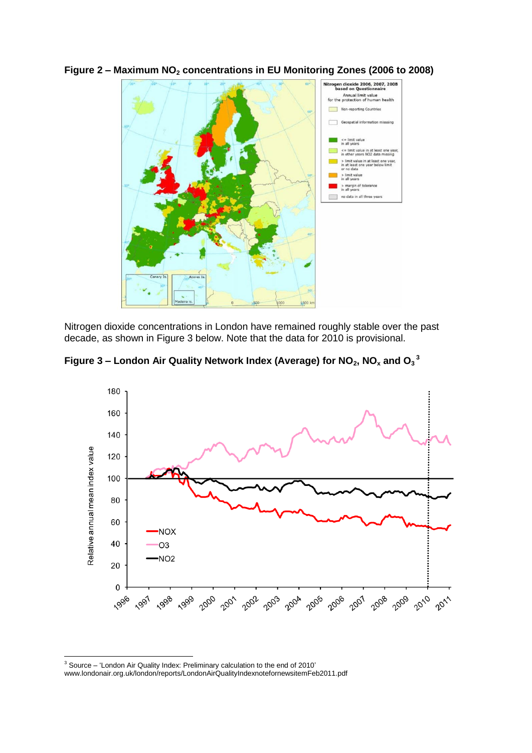**Figure 2 – Maximum $NO_2$ concentrations in EU Monitoring Zones (2006 to 2008)**

Nitrogen dioxide concentrations in London have remained roughly stable over the past decade, as shown in Figure 3 below. Note that the data for 2010 is provisional.

**Figure 3 – London Air Quality Network Index (Average) for $NO_2$, $NO_x$ and $O_3$** [3]

---

[3] Source – 'London Air Quality Index: Preliminary calculation to the end of 2010'
www.londonair.org.uk/london/reports/LondonAirQualityIndexnotefornewsitemFeb2011.pdf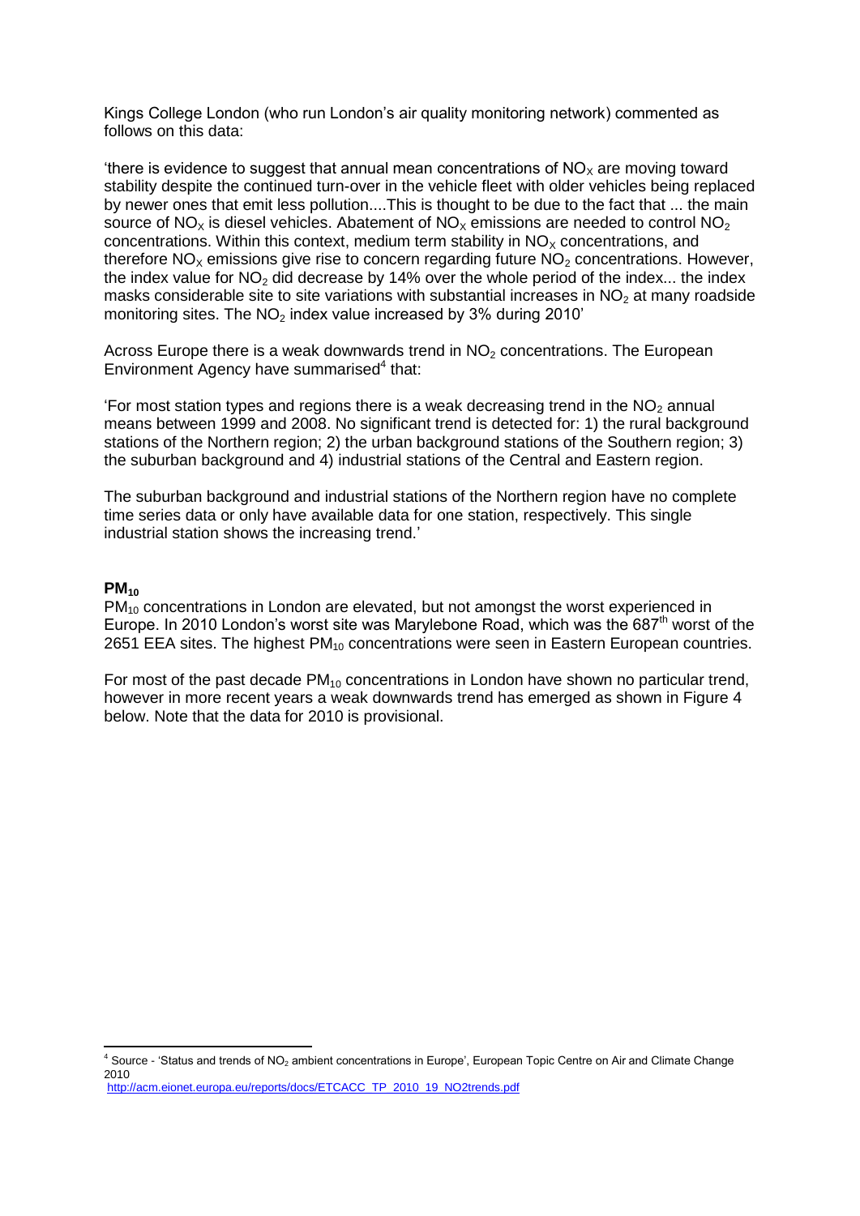Kings College London (who run London's air quality monitoring network) commented as follows on this data:

'there is evidence to suggest that annual mean concentrations of $NO_X$ are moving toward stability despite the continued turn-over in the vehicle fleet with older vehicles being replaced by newer ones that emit less pollution....This is thought to be due to the fact that ... the main source of $NO_X$ is diesel vehicles. Abatement of $NO_X$ emissions are needed to control $NO_2$ concentrations. Within this context, medium term stability in $NO_X$ concentrations, and therefore $NO_X$ emissions give rise to concern regarding future $NO_2$ concentrations. However, the index value for $NO_2$ did decrease by 14% over the whole period of the index... the index masks considerable site to site variations with substantial increases in $NO_2$ at many roadside monitoring sites. The $NO_2$ index value increased by 3% during 2010'

Across Europe there is a weak downwards trend in $NO_2$ concentrations. The European Environment Agency have summarised[4] that:

'For most station types and regions there is a weak decreasing trend in the $NO_2$ annual means between 1999 and 2008. No significant trend is detected for: 1) the rural background stations of the Northern region; 2) the urban background stations of the Southern region; 3) the suburban background and 4) industrial stations of the Central and Eastern region.

The suburban background and industrial stations of the Northern region have no complete time series data or only have available data for one station, respectively. This single industrial station shows the increasing trend.'

## $PM_{10}$

$PM_{10}$ concentrations in London are elevated, but not amongst the worst experienced in Europe. In 2010 London's worst site was Marylebone Road, which was the 687th worst of the 2651 EEA sites. The highest $PM_{10}$ concentrations were seen in Eastern European countries.

For most of the past decade $PM_{10}$ concentrations in London have shown no particular trend, however in more recent years a weak downwards trend has emerged as shown in Figure 4 below. Note that the data for 2010 is provisional.

---

[4] Source - 'Status and trends of $NO_2$ ambient concentrations in Europe', European Topic Centre on Air and Climate Change 2010
http://acm.eionet.europa.eu/reports/docs/ETCACC_TP_2010_19_NO2trends.pdf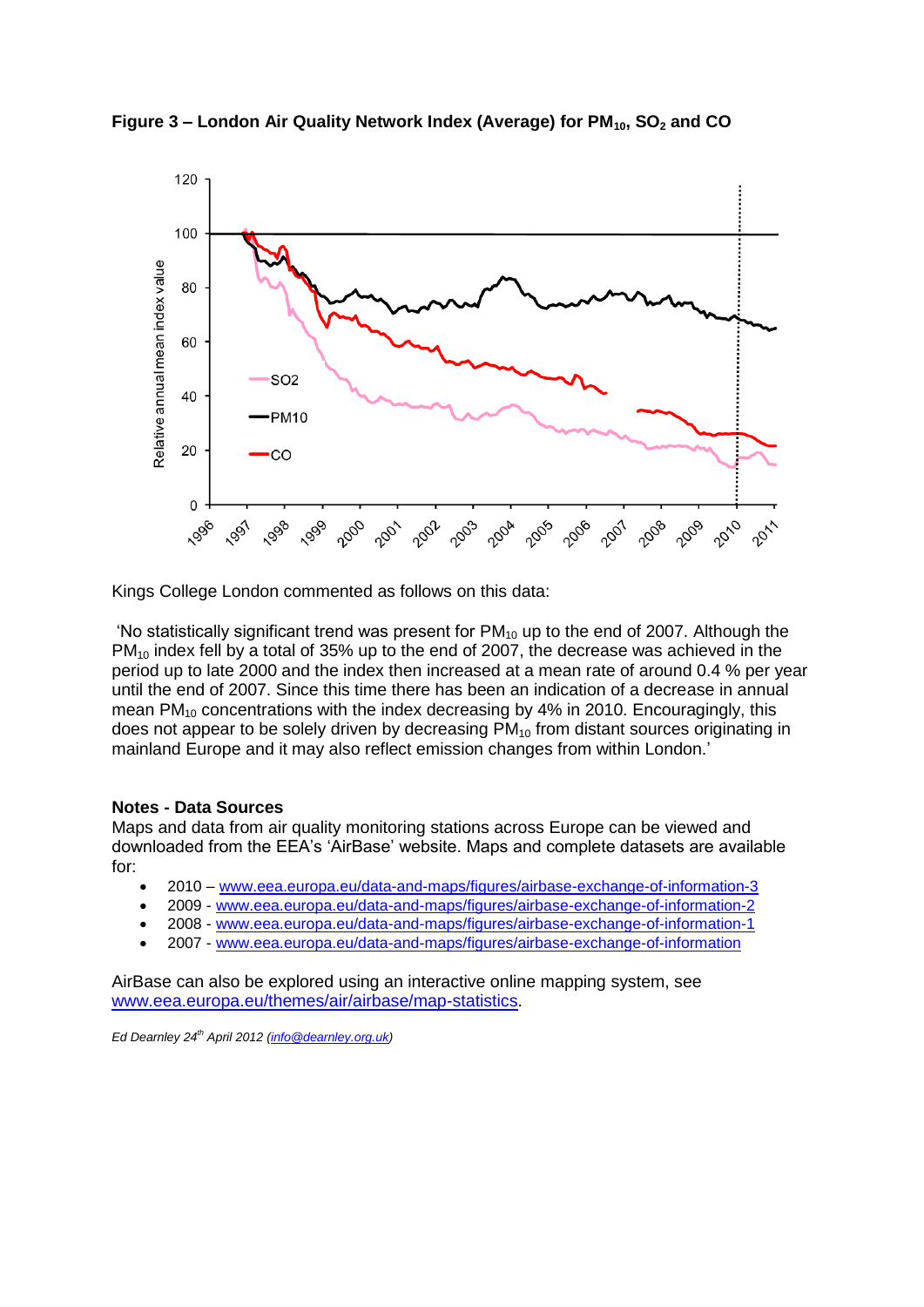**Figure 3 – London Air Quality Network Index (Average) for $PM_{10}$, $SO_2$ and CO**

Relative annual mean index value

120
100
80
60
40
20
0

1996
1997
1998
1999
2000
2001
2002
2003
2004
2005
2006
2007
2008
2009
2010
2011

SO2
PM10
CO

Kings College London commented as follows on this data:

'No statistically significant trend was present for $PM_{10}$ up to the end of 2007. Although the $PM_{10}$ index fell by a total of 35% up to the end of 2007, the decrease was achieved in the period up to late 2000 and the index then increased at a mean rate of around 0.4 % per year until the end of 2007. Since this time there has been an indication of a decrease in annual mean $PM_{10}$ concentrations with the index decreasing by 4% in 2010. Encouragingly, this does not appear to be solely driven by decreasing $PM_{10}$ from distant sources originating in mainland Europe and it may also reflect emission changes from within London.'

**Notes - Data Sources**

Maps and data from air quality monitoring stations across Europe can be viewed and downloaded from the EEA's 'AirBase' website. Maps and complete datasets are available for:

- 2010 – www.eea.europa.eu/data-and-maps/figures/airbase-exchange-of-information-3
- 2009 - www.eea.europa.eu/data-and-maps/figures/airbase-exchange-of-information-2
- 2008 - www.eea.europa.eu/data-and-maps/figures/airbase-exchange-of-information-1
- 2007 - www.eea.europa.eu/data-and-maps/figures/airbase-exchange-of-information

AirBase can also be explored using an interactive online mapping system, see www.eea.europa.eu/themes/air/airbase/map-statistics.

*Ed Dearnley 24th April 2012 (info@dearnley.org.uk)*